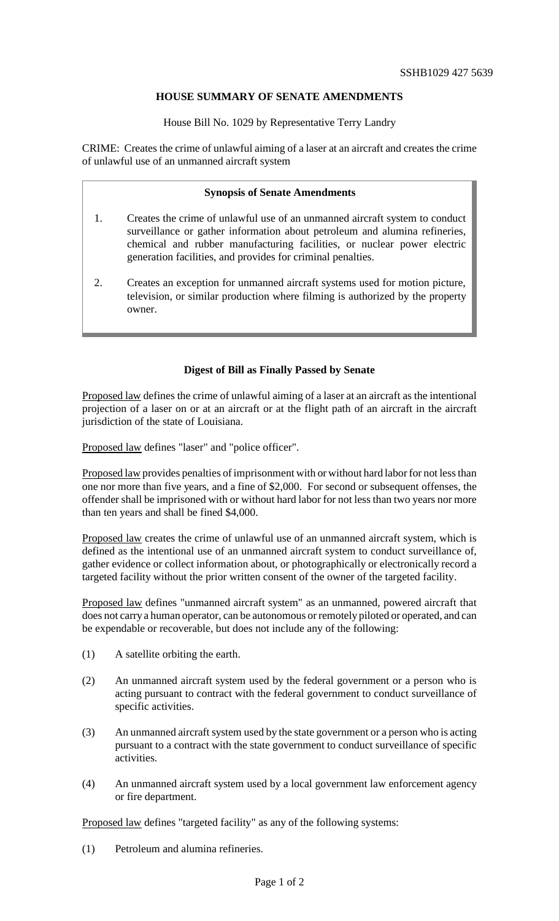SSHB1029 427 5639

## HOUSE SUMMARY OF SENATE AMENDMENTS

House Bill No. 1029 by Representative Terry Landry

CRIME: Creates the crime of unlawful aiming of a laser at an aircraft and creates the crime of unlawful use of an unmanned aircraft system

### Synopsis of Senate Amendments

1. Creates the crime of unlawful use of an unmanned aircraft system to conduct surveillance or gather information about petroleum and alumina refineries, chemical and rubber manufacturing facilities, or nuclear power electric generation facilities, and provides for criminal penalties.

2. Creates an exception for unmanned aircraft systems used for motion picture, television, or similar production where filming is authorized by the property owner.

### Digest of Bill as Finally Passed by Senate

Proposed law defines the crime of unlawful aiming of a laser at an aircraft as the intentional projection of a laser on or at an aircraft or at the flight path of an aircraft in the aircraft jurisdiction of the state of Louisiana.

Proposed law defines "laser" and "police officer".

Proposed law provides penalties of imprisonment with or without hard labor for not less than one nor more than five years, and a fine of $2,000. For second or subsequent offenses, the offender shall be imprisoned with or without hard labor for not less than two years nor more than ten years and shall be fined $4,000.

Proposed law creates the crime of unlawful use of an unmanned aircraft system, which is defined as the intentional use of an unmanned aircraft system to conduct surveillance of, gather evidence or collect information about, or photographically or electronically record a targeted facility without the prior written consent of the owner of the targeted facility.

Proposed law defines "unmanned aircraft system" as an unmanned, powered aircraft that does not carry a human operator, can be autonomous or remotely piloted or operated, and can be expendable or recoverable, but does not include any of the following:

(1) A satellite orbiting the earth.

(2) An unmanned aircraft system used by the federal government or a person who is acting pursuant to contract with the federal government to conduct surveillance of specific activities.

(3) An unmanned aircraft system used by the state government or a person who is acting pursuant to a contract with the state government to conduct surveillance of specific activities.

(4) An unmanned aircraft system used by a local government law enforcement agency or fire department.

Proposed law defines "targeted facility" as any of the following systems:

(1) Petroleum and alumina refineries.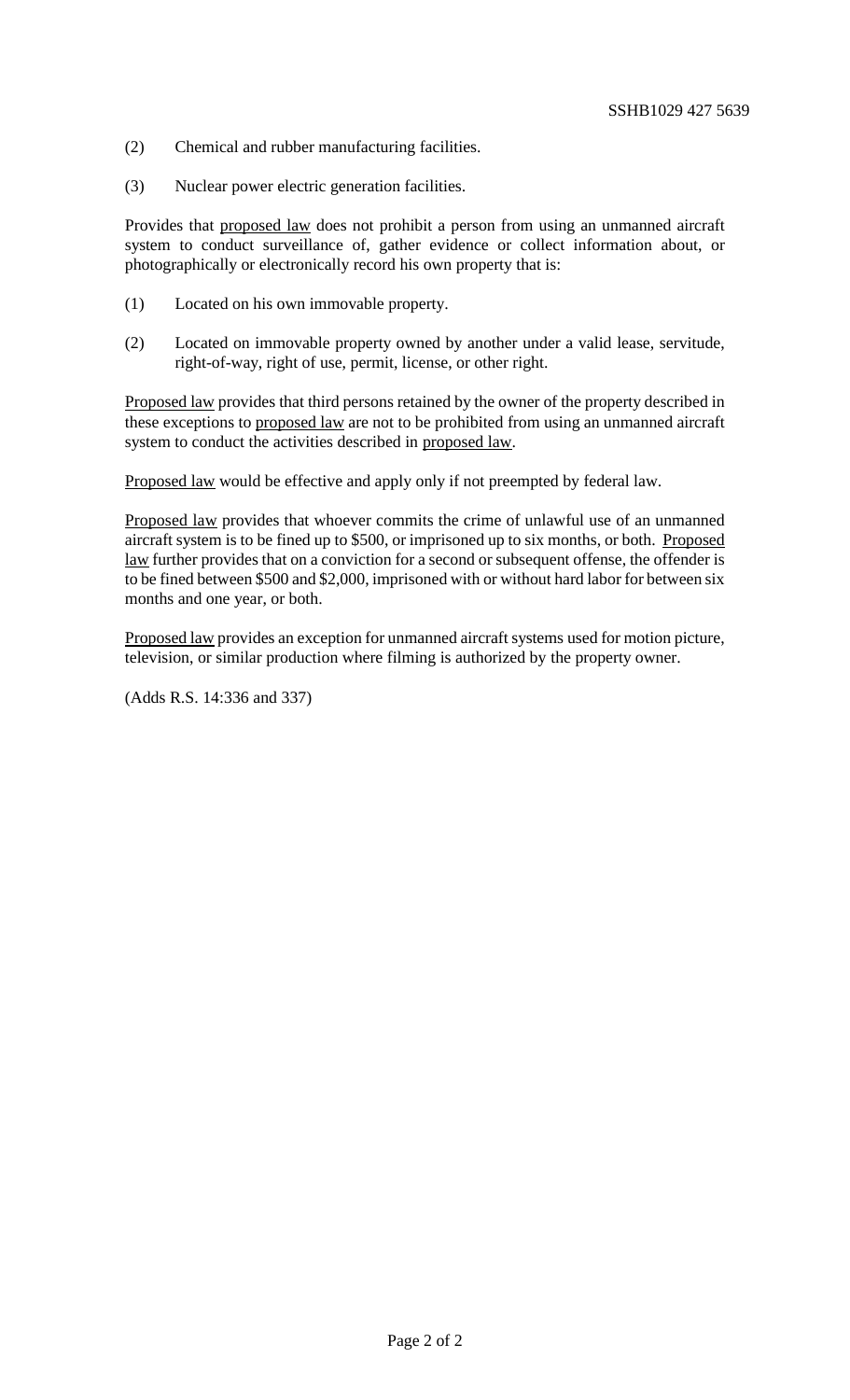(2) Chemical and rubber manufacturing facilities.

(3) Nuclear power electric generation facilities.

Provides that proposed law does not prohibit a person from using an unmanned aircraft system to conduct surveillance of, gather evidence or collect information about, or photographically or electronically record his own property that is:

(1) Located on his own immovable property.

(2) Located on immovable property owned by another under a valid lease, servitude, right-of-way, right of use, permit, license, or other right.

Proposed law provides that third persons retained by the owner of the property described in these exceptions to proposed law are not to be prohibited from using an unmanned aircraft system to conduct the activities described in proposed law.

Proposed law would be effective and apply only if not preempted by federal law.

Proposed law provides that whoever commits the crime of unlawful use of an unmanned aircraft system is to be fined up to $500, or imprisoned up to six months, or both. Proposed law further provides that on a conviction for a second or subsequent offense, the offender is to be fined between $500 and $2,000, imprisoned with or without hard labor for between six months and one year, or both.

Proposed law provides an exception for unmanned aircraft systems used for motion picture, television, or similar production where filming is authorized by the property owner.

(Adds R.S. 14:336 and 337)